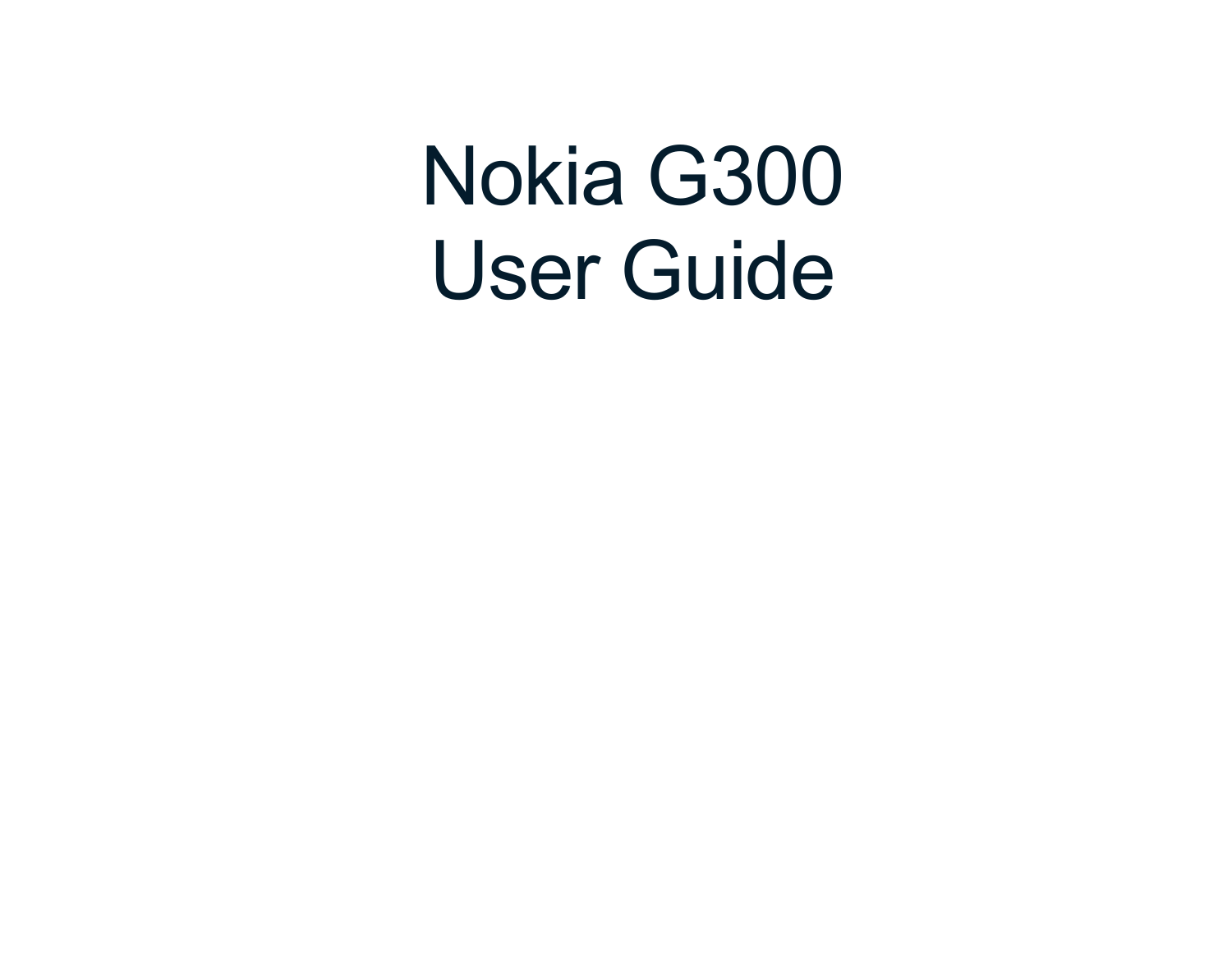# Nokia G300
# User Guide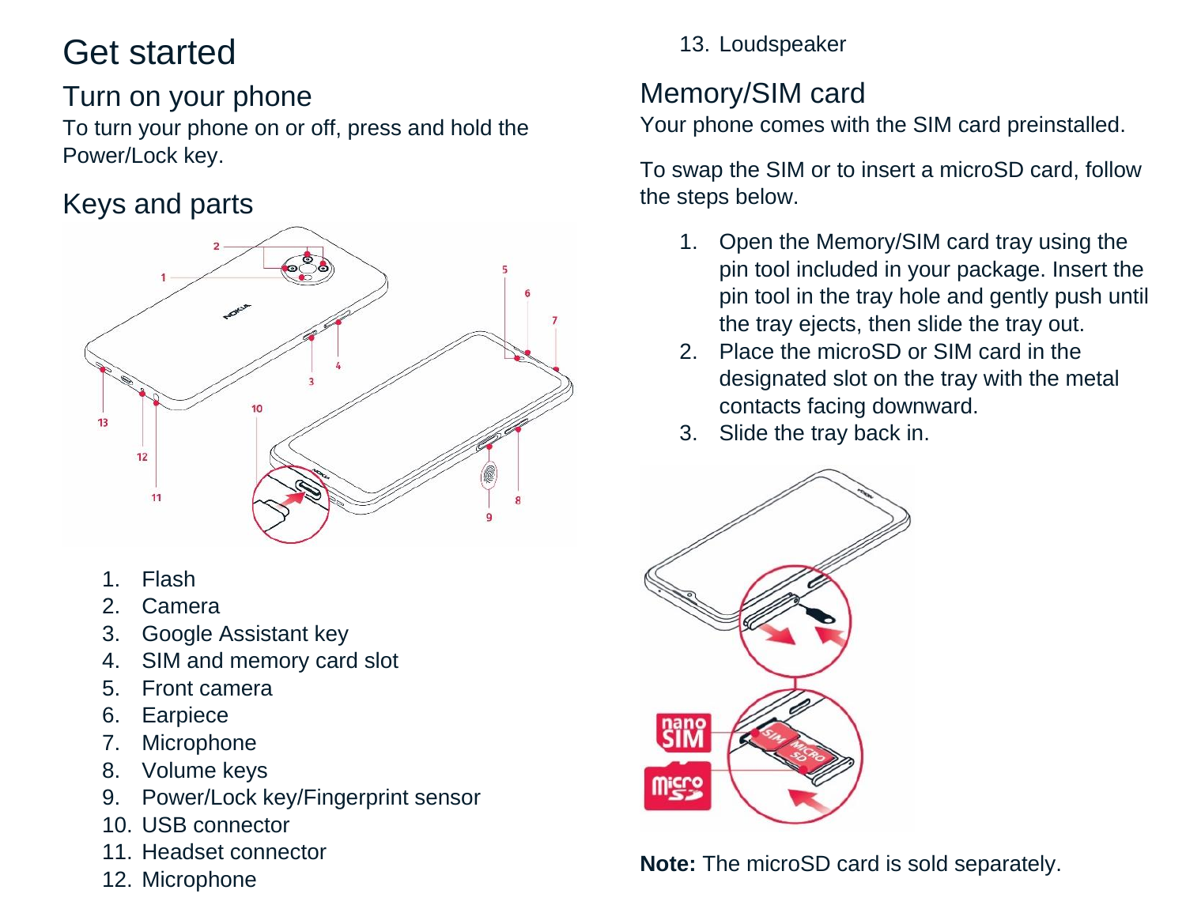# Get started

## Turn on your phone

To turn your phone on or off, press and hold the Power/Lock key.

## Keys and parts

1. Flash
2. Camera
3. Google Assistant key
4. SIM and memory card slot
5. Front camera
6. Earpiece
7. Microphone
8. Volume keys
9. Power/Lock key/Fingerprint sensor
10. USB connector
11. Headset connector
12. Microphone
13. Loudspeaker

## Memory/SIM card

Your phone comes with the SIM card preinstalled.

To swap the SIM or to insert a microSD card, follow the steps below.

1. Open the Memory/SIM card tray using the pin tool included in your package. Insert the pin tool in the tray hole and gently push until the tray ejects, then slide the tray out.
2. Place the microSD or SIM card in the designated slot on the tray with the metal contacts facing downward.
3. Slide the tray back in.

**Note:** The microSD card is sold separately.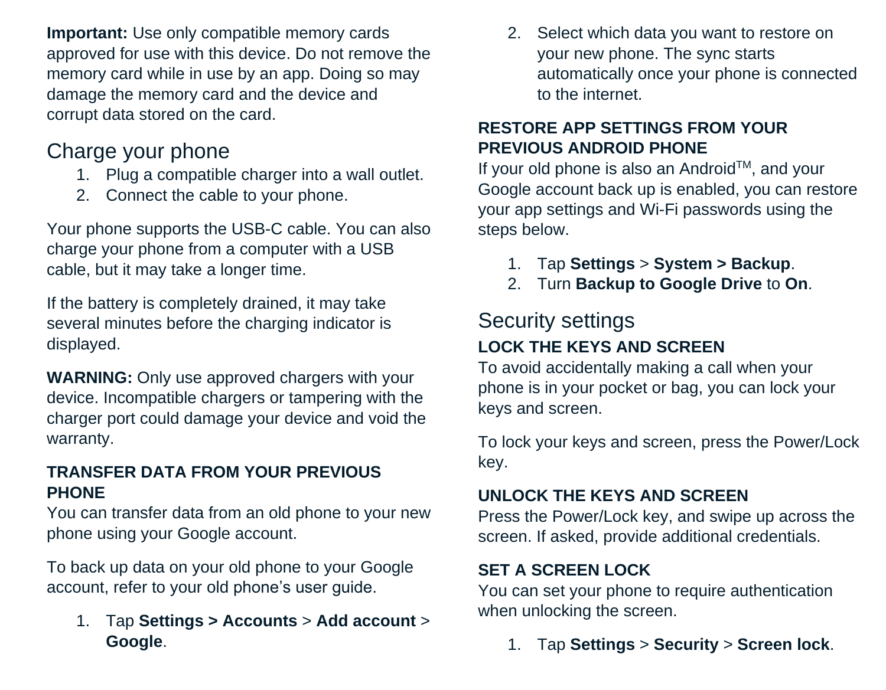**Important:** Use only compatible memory cards approved for use with this device. Do not remove the memory card while in use by an app. Doing so may damage the memory card and the device and corrupt data stored on the card.

## Charge your phone

1. Plug a compatible charger into a wall outlet.
2. Connect the cable to your phone.

Your phone supports the USB-C cable. You can also charge your phone from a computer with a USB cable, but it may take a longer time.

If the battery is completely drained, it may take several minutes before the charging indicator is displayed.

**WARNING:** Only use approved chargers with your device. Incompatible chargers or tampering with the charger port could damage your device and void the warranty.

### TRANSFER DATA FROM YOUR PREVIOUS PHONE

You can transfer data from an old phone to your new phone using your Google account.

To back up data on your old phone to your Google account, refer to your old phone's user guide.

1. Tap **Settings > Accounts** > **Add account** > **Google**.
2. Select which data you want to restore on your new phone. The sync starts automatically once your phone is connected to the internet.

### RESTORE APP SETTINGS FROM YOUR PREVIOUS ANDROID PHONE

If your old phone is also an Android™, and your Google account back up is enabled, you can restore your app settings and Wi-Fi passwords using the steps below.

1. Tap **Settings** > **System > Backup**.
2. Turn **Backup to Google Drive** to **On**.

## Security settings

### LOCK THE KEYS AND SCREEN

To avoid accidentally making a call when your phone is in your pocket or bag, you can lock your keys and screen.

To lock your keys and screen, press the Power/Lock key.

### UNLOCK THE KEYS AND SCREEN

Press the Power/Lock key, and swipe up across the screen. If asked, provide additional credentials.

### SET A SCREEN LOCK

You can set your phone to require authentication when unlocking the screen.

1. Tap **Settings** > **Security** > **Screen lock**.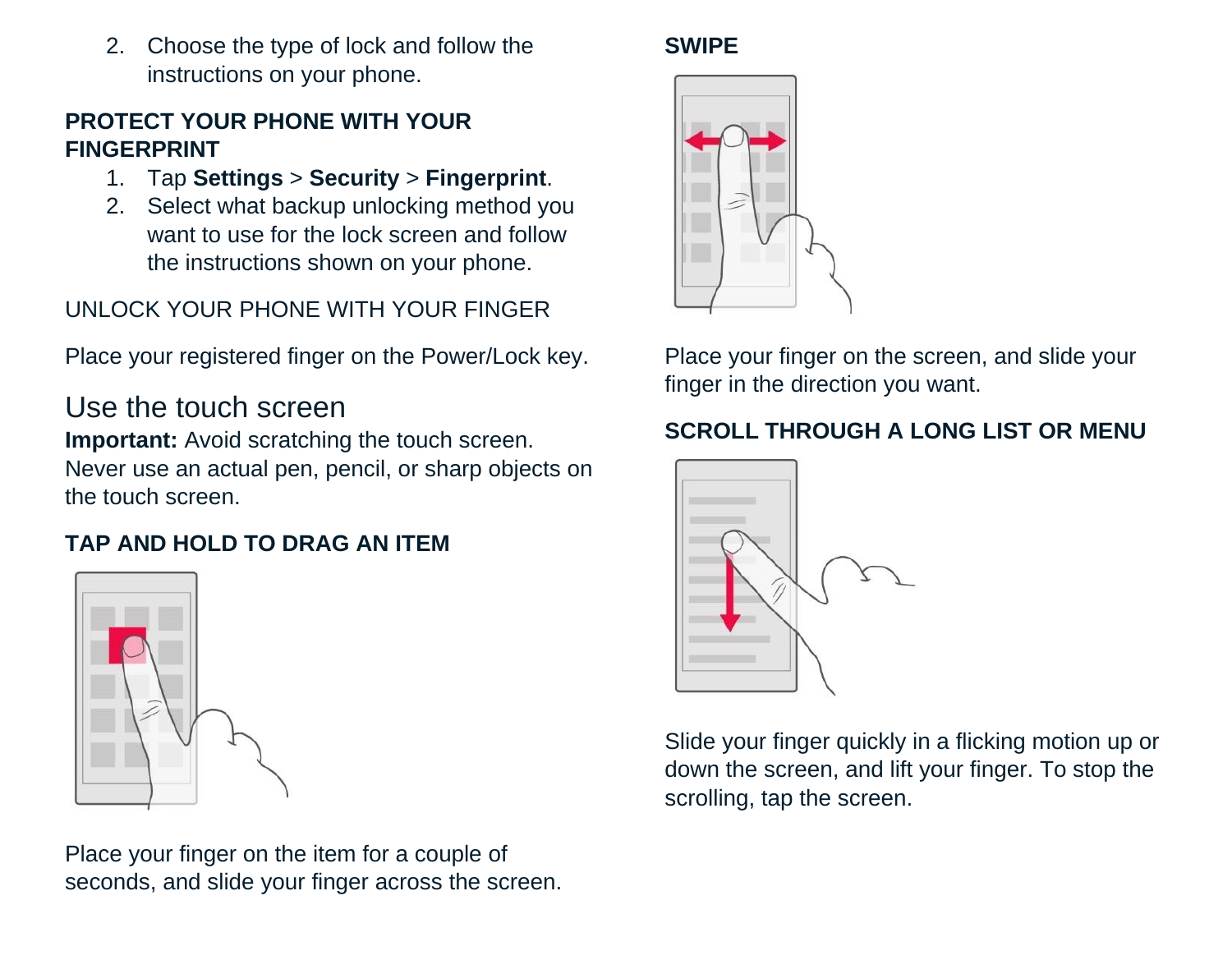2. Choose the type of lock and follow the instructions on your phone.

### PROTECT YOUR PHONE WITH YOUR FINGERPRINT

1. Tap **Settings** > **Security** > **Fingerprint**.
2. Select what backup unlocking method you want to use for the lock screen and follow the instructions shown on your phone.

UNLOCK YOUR PHONE WITH YOUR FINGER

Place your registered finger on the Power/Lock key.

## Use the touch screen

**Important:** Avoid scratching the touch screen. Never use an actual pen, pencil, or sharp objects on the touch screen.

### TAP AND HOLD TO DRAG AN ITEM

Place your finger on the item for a couple of seconds, and slide your finger across the screen.

### SWIPE

Place your finger on the screen, and slide your finger in the direction you want.

### SCROLL THROUGH A LONG LIST OR MENU

Slide your finger quickly in a flicking motion up or down the screen, and lift your finger. To stop the scrolling, tap the screen.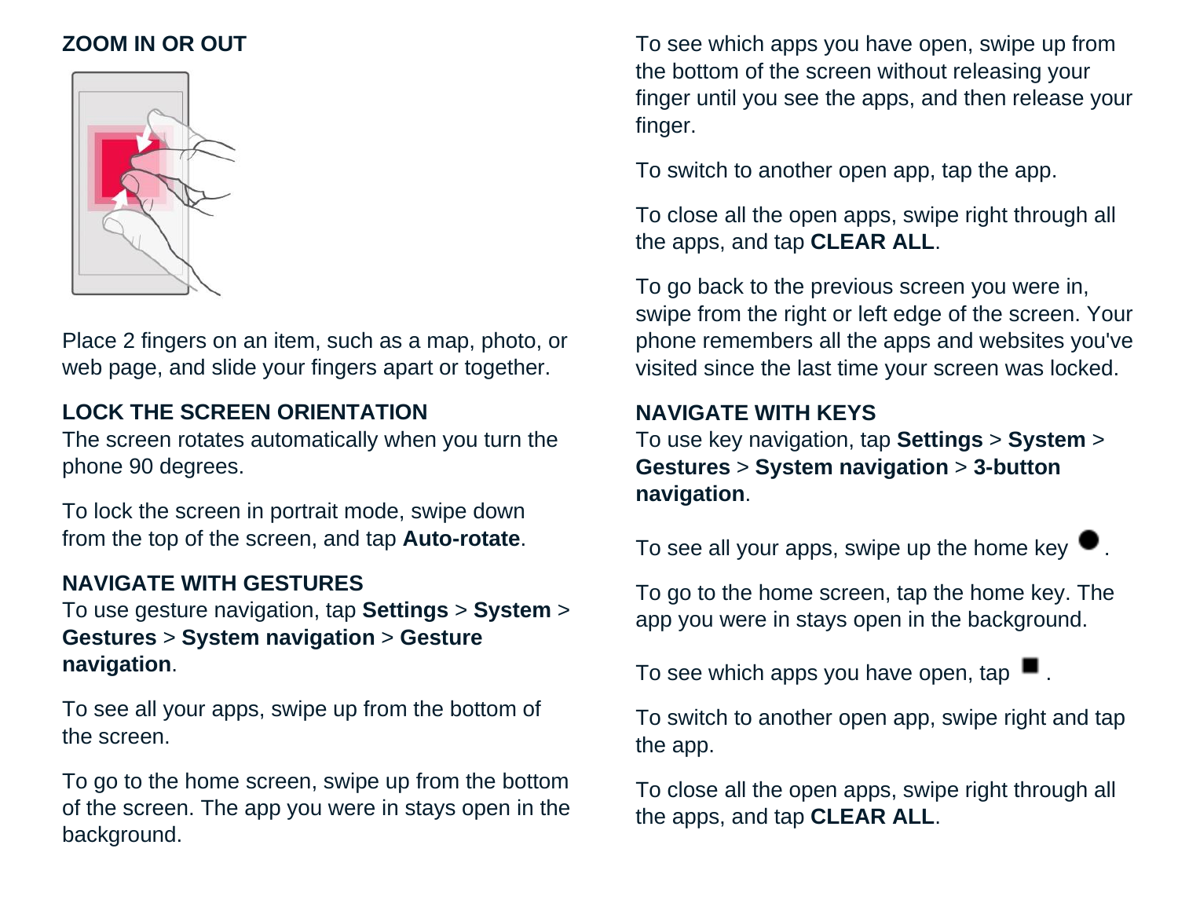## ZOOM IN OR OUT

Place 2 fingers on an item, such as a map, photo, or web page, and slide your fingers apart or together.

## LOCK THE SCREEN ORIENTATION

The screen rotates automatically when you turn the phone 90 degrees.

To lock the screen in portrait mode, swipe down from the top of the screen, and tap **Auto-rotate**.

## NAVIGATE WITH GESTURES

To use gesture navigation, tap **Settings** > **System** > **Gestures** > **System navigation** > **Gesture navigation**.

To see all your apps, swipe up from the bottom of the screen.

To go to the home screen, swipe up from the bottom of the screen. The app you were in stays open in the background.

To see which apps you have open, swipe up from the bottom of the screen without releasing your finger until you see the apps, and then release your finger.

To switch to another open app, tap the app.

To close all the open apps, swipe right through all the apps, and tap **CLEAR ALL**.

To go back to the previous screen you were in, swipe from the right or left edge of the screen. Your phone remembers all the apps and websites you've visited since the last time your screen was locked.

## NAVIGATE WITH KEYS

To use key navigation, tap **Settings** > **System** > **Gestures** > **System navigation** > **3-button navigation**.

To see all your apps, swipe up the home key ●.

To go to the home screen, tap the home key. The app you were in stays open in the background.

To see which apps you have open, tap ■.

To switch to another open app, swipe right and tap the app.

To close all the open apps, swipe right through all the apps, and tap **CLEAR ALL**.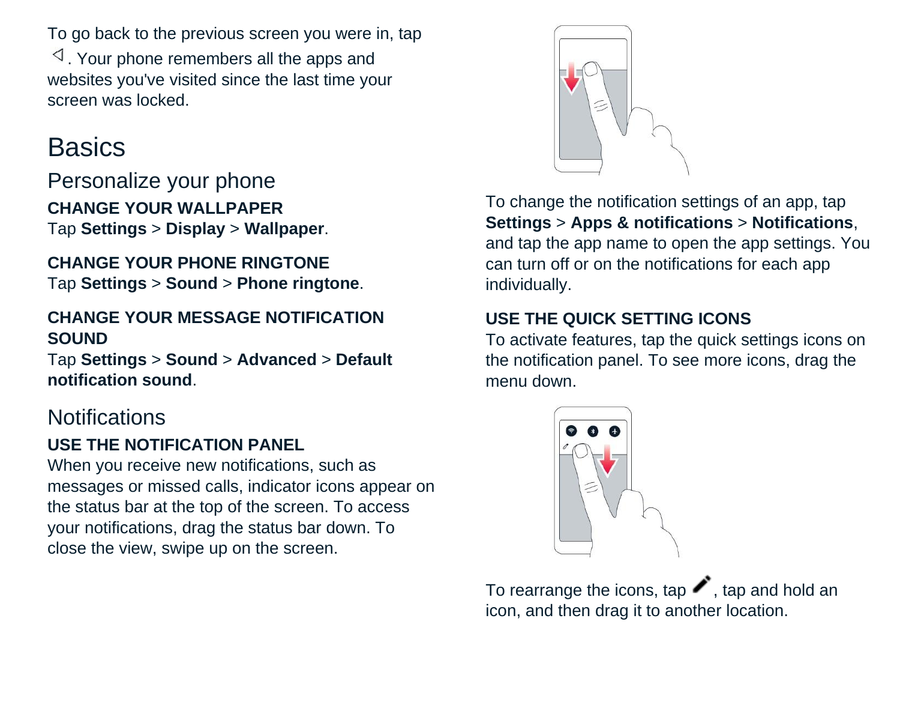To go back to the previous screen you were in, tap ◁. Your phone remembers all the apps and websites you've visited since the last time your screen was locked.

# Basics

## Personalize your phone

### CHANGE YOUR WALLPAPER

Tap **Settings** > **Display** > **Wallpaper**.

### CHANGE YOUR PHONE RINGTONE

Tap **Settings** > **Sound** > **Phone ringtone**.

### CHANGE YOUR MESSAGE NOTIFICATION SOUND

Tap **Settings** > **Sound** > **Advanced** > **Default notification sound**.

## Notifications

### USE THE NOTIFICATION PANEL

When you receive new notifications, such as messages or missed calls, indicator icons appear on the status bar at the top of the screen. To access your notifications, drag the status bar down. To close the view, swipe up on the screen.

To change the notification settings of an app, tap **Settings** > **Apps & notifications** > **Notifications**, and tap the app name to open the app settings. You can turn off or on the notifications for each app individually.

### USE THE QUICK SETTING ICONS

To activate features, tap the quick settings icons on the notification panel. To see more icons, drag the menu down.

To rearrange the icons, tap ✎, tap and hold an icon, and then drag it to another location.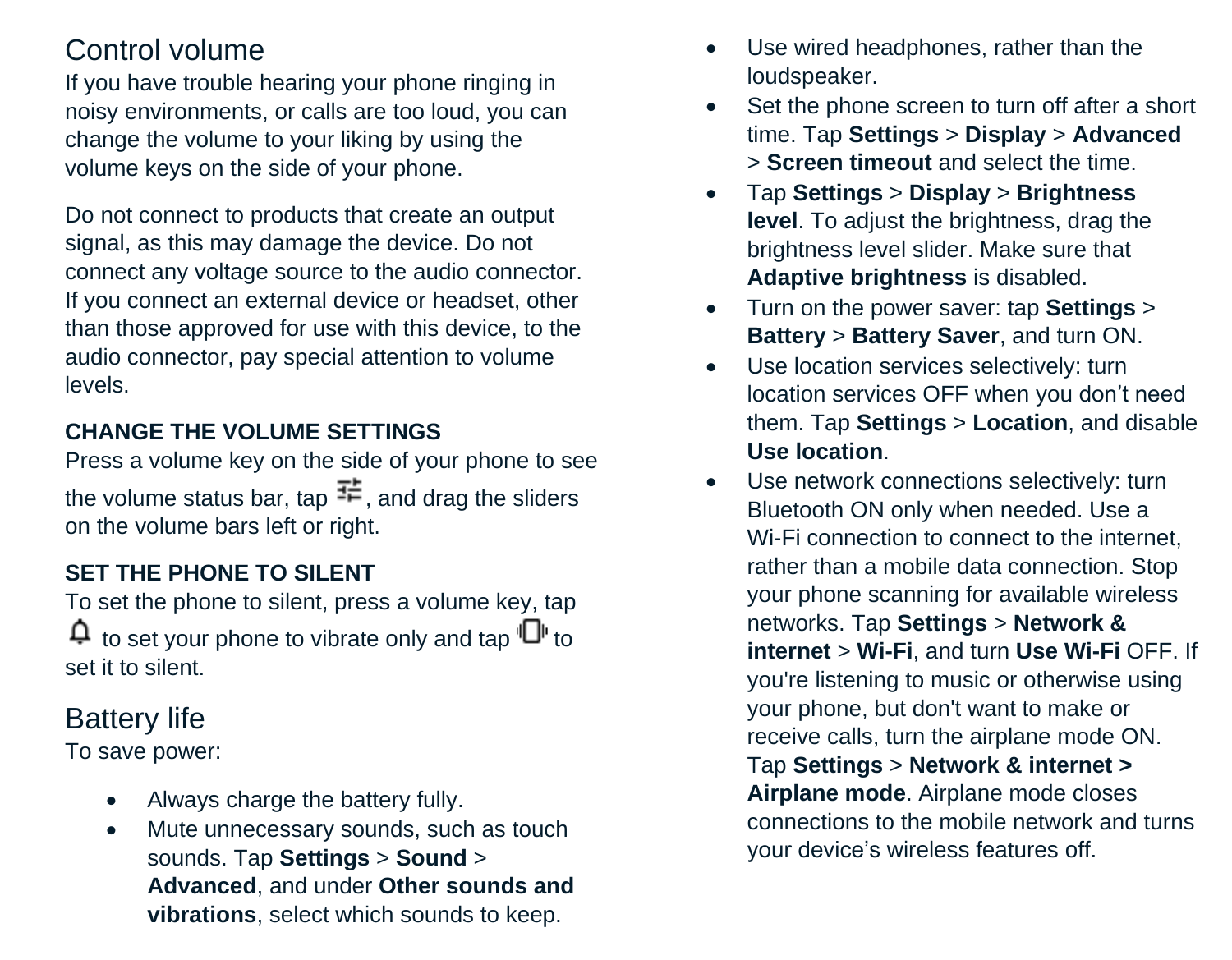## Control volume

If you have trouble hearing your phone ringing in noisy environments, or calls are too loud, you can change the volume to your liking by using the volume keys on the side of your phone.

Do not connect to products that create an output signal, as this may damage the device. Do not connect any voltage source to the audio connector. If you connect an external device or headset, other than those approved for use with this device, to the audio connector, pay special attention to volume levels.

### CHANGE THE VOLUME SETTINGS

Press a volume key on the side of your phone to see the volume status bar, tap , and drag the sliders on the volume bars left or right.

### SET THE PHONE TO SILENT

To set the phone to silent, press a volume key, tap  to set your phone to vibrate only and tap  to set it to silent.

## Battery life

To save power:

- Always charge the battery fully.
- Mute unnecessary sounds, such as touch sounds. Tap **Settings** > **Sound** > **Advanced**, and under **Other sounds and vibrations**, select which sounds to keep.
- Use wired headphones, rather than the loudspeaker.
- Set the phone screen to turn off after a short time. Tap **Settings** > **Display** > **Advanced** > **Screen timeout** and select the time.
- Tap **Settings** > **Display** > **Brightness level**. To adjust the brightness, drag the brightness level slider. Make sure that **Adaptive brightness** is disabled.
- Turn on the power saver: tap **Settings** > **Battery** > **Battery Saver**, and turn ON.
- Use location services selectively: turn location services OFF when you don't need them. Tap **Settings** > **Location**, and disable **Use location**.
- Use network connections selectively: turn Bluetooth ON only when needed. Use a Wi-Fi connection to connect to the internet, rather than a mobile data connection. Stop your phone scanning for available wireless networks. Tap **Settings** > **Network & internet** > **Wi-Fi**, and turn **Use Wi-Fi** OFF. If you're listening to music or otherwise using your phone, but don't want to make or receive calls, turn the airplane mode ON. Tap **Settings** > **Network & internet > Airplane mode**. Airplane mode closes connections to the mobile network and turns your device's wireless features off.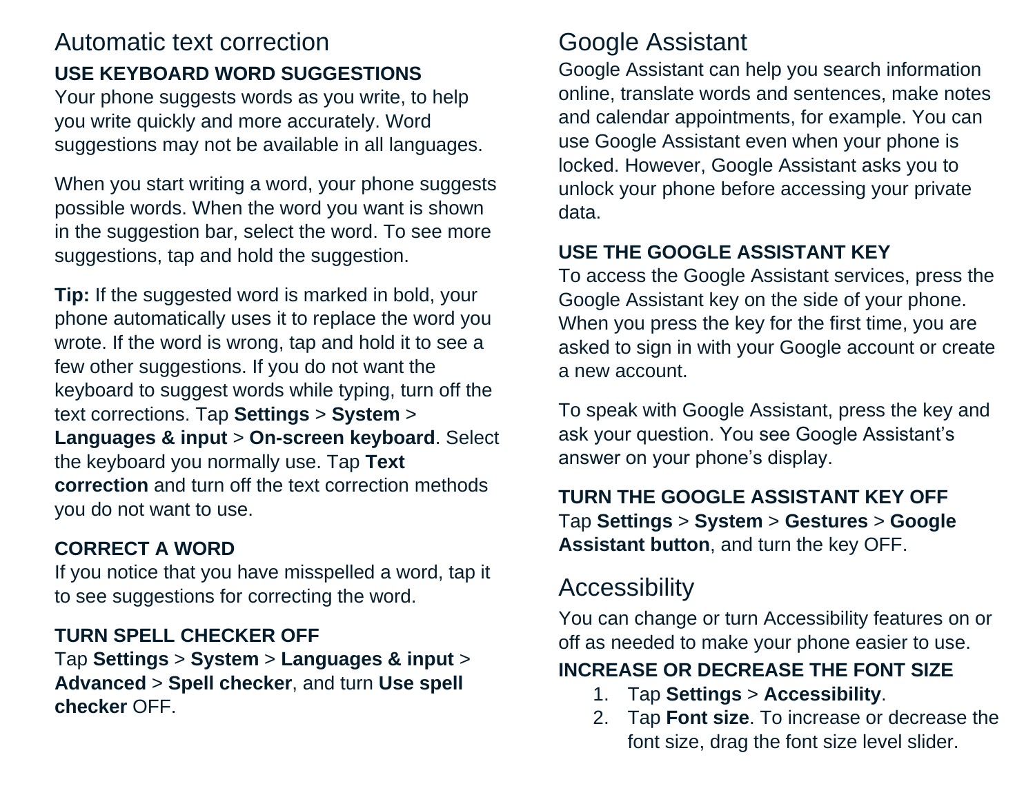## Automatic text correction

### USE KEYBOARD WORD SUGGESTIONS

Your phone suggests words as you write, to help you write quickly and more accurately. Word suggestions may not be available in all languages.

When you start writing a word, your phone suggests possible words. When the word you want is shown in the suggestion bar, select the word. To see more suggestions, tap and hold the suggestion.

**Tip:** If the suggested word is marked in bold, your phone automatically uses it to replace the word you wrote. If the word is wrong, tap and hold it to see a few other suggestions. If you do not want the keyboard to suggest words while typing, turn off the text corrections. Tap **Settings** > **System** > **Languages & input** > **On-screen keyboard**. Select the keyboard you normally use. Tap **Text correction** and turn off the text correction methods you do not want to use.

### CORRECT A WORD

If you notice that you have misspelled a word, tap it to see suggestions for correcting the word.

### TURN SPELL CHECKER OFF

Tap **Settings** > **System** > **Languages & input** > **Advanced** > **Spell checker**, and turn **Use spell checker** OFF.

## Google Assistant

Google Assistant can help you search information online, translate words and sentences, make notes and calendar appointments, for example. You can use Google Assistant even when your phone is locked. However, Google Assistant asks you to unlock your phone before accessing your private data.

### USE THE GOOGLE ASSISTANT KEY

To access the Google Assistant services, press the Google Assistant key on the side of your phone. When you press the key for the first time, you are asked to sign in with your Google account or create a new account.

To speak with Google Assistant, press the key and ask your question. You see Google Assistant's answer on your phone's display.

### TURN THE GOOGLE ASSISTANT KEY OFF

Tap **Settings** > **System** > **Gestures** > **Google Assistant button**, and turn the key OFF.

## Accessibility

You can change or turn Accessibility features on or off as needed to make your phone easier to use.

### INCREASE OR DECREASE THE FONT SIZE

1. Tap **Settings** > **Accessibility**.
2. Tap **Font size**. To increase or decrease the font size, drag the font size level slider.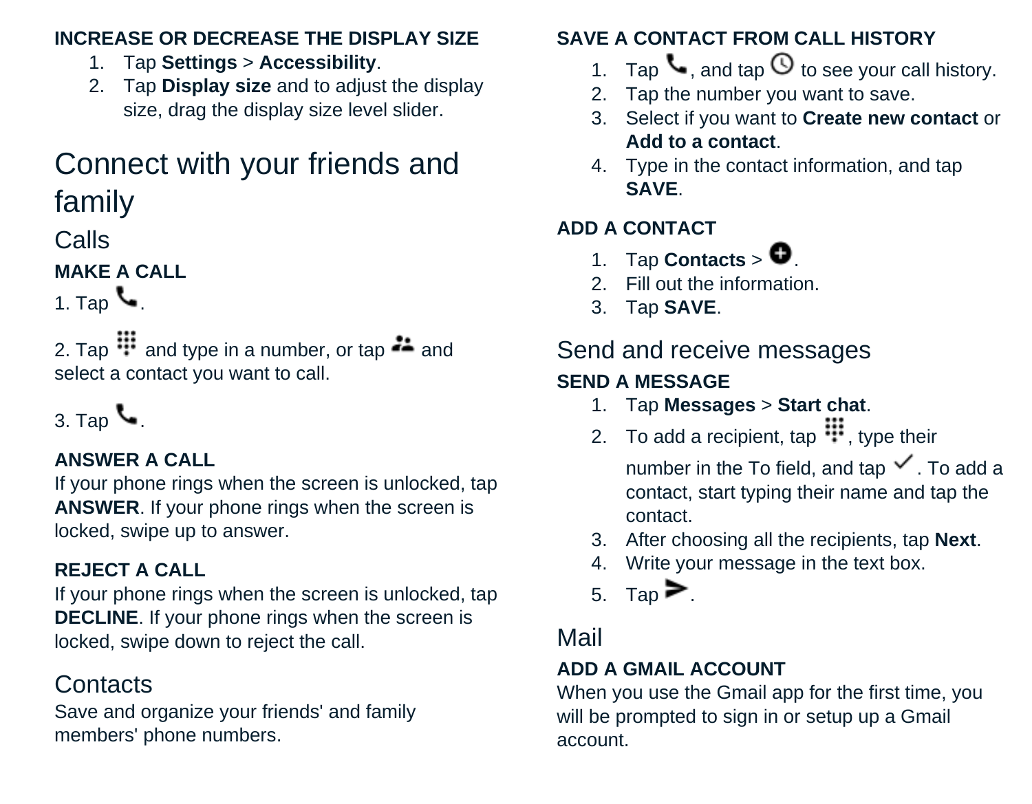**INCREASE OR DECREASE THE DISPLAY SIZE**

1. Tap **Settings** > **Accessibility**.
2. Tap **Display size** and to adjust the display size, drag the display size level slider.

# Connect with your friends and family

## Calls

**MAKE A CALL**

1. Tap .

2. Tap  and type in a number, or tap  and select a contact you want to call.

3. Tap .

**ANSWER A CALL**

If your phone rings when the screen is unlocked, tap **ANSWER**. If your phone rings when the screen is locked, swipe up to answer.

**REJECT A CALL**

If your phone rings when the screen is unlocked, tap **DECLINE**. If your phone rings when the screen is locked, swipe down to reject the call.

## Contacts

Save and organize your friends' and family members' phone numbers.

**SAVE A CONTACT FROM CALL HISTORY**

1. Tap , and tap  to see your call history.
2. Tap the number you want to save.
3. Select if you want to **Create new contact** or **Add to a contact**.
4. Type in the contact information, and tap **SAVE**.

**ADD A CONTACT**

1. Tap **Contacts** > .
2. Fill out the information.
3. Tap **SAVE**.

## Send and receive messages

**SEND A MESSAGE**

1. Tap **Messages** > **Start chat**.
2. To add a recipient, tap , type their number in the To field, and tap . To add a contact, start typing their name and tap the contact.
3. After choosing all the recipients, tap **Next**.
4. Write your message in the text box.
5. Tap .

## Mail

**ADD A GMAIL ACCOUNT**

When you use the Gmail app for the first time, you will be prompted to sign in or setup up a Gmail account.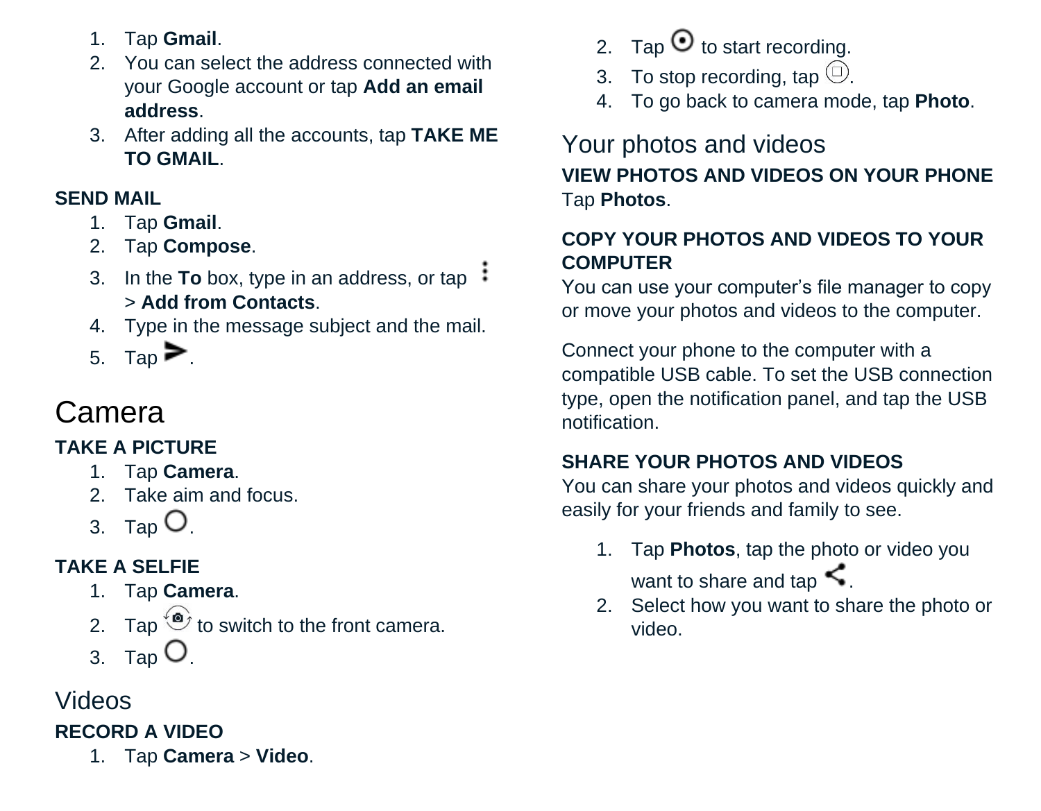1. Tap **Gmail**.
2. You can select the address connected with your Google account or tap **Add an email address**.
3. After adding all the accounts, tap **TAKE ME TO GMAIL**.

### SEND MAIL

1. Tap **Gmail**.
2. Tap **Compose**.
3. In the **To** box, type in an address, or tap ⋮ > **Add from Contacts**.
4. Type in the message subject and the mail.
5. Tap ➤.

# Camera

### TAKE A PICTURE

1. Tap **Camera**.
2. Take aim and focus.
3. Tap ○.

### TAKE A SELFIE

1. Tap **Camera**.
2. Tap the switch camera icon to switch to the front camera.
3. Tap ○.

## Videos

### RECORD A VIDEO

1. Tap **Camera** > **Video**.
2. Tap ⊙ to start recording.
3. To stop recording, tap ▢.
4. To go back to camera mode, tap **Photo**.

## Your photos and videos

### VIEW PHOTOS AND VIDEOS ON YOUR PHONE

Tap **Photos**.

### COPY YOUR PHOTOS AND VIDEOS TO YOUR COMPUTER

You can use your computer's file manager to copy or move your photos and videos to the computer.

Connect your phone to the computer with a compatible USB cable. To set the USB connection type, open the notification panel, and tap the USB notification.

### SHARE YOUR PHOTOS AND VIDEOS

You can share your photos and videos quickly and easily for your friends and family to see.

1. Tap **Photos**, tap the photo or video you want to share and tap the share icon.
2. Select how you want to share the photo or video.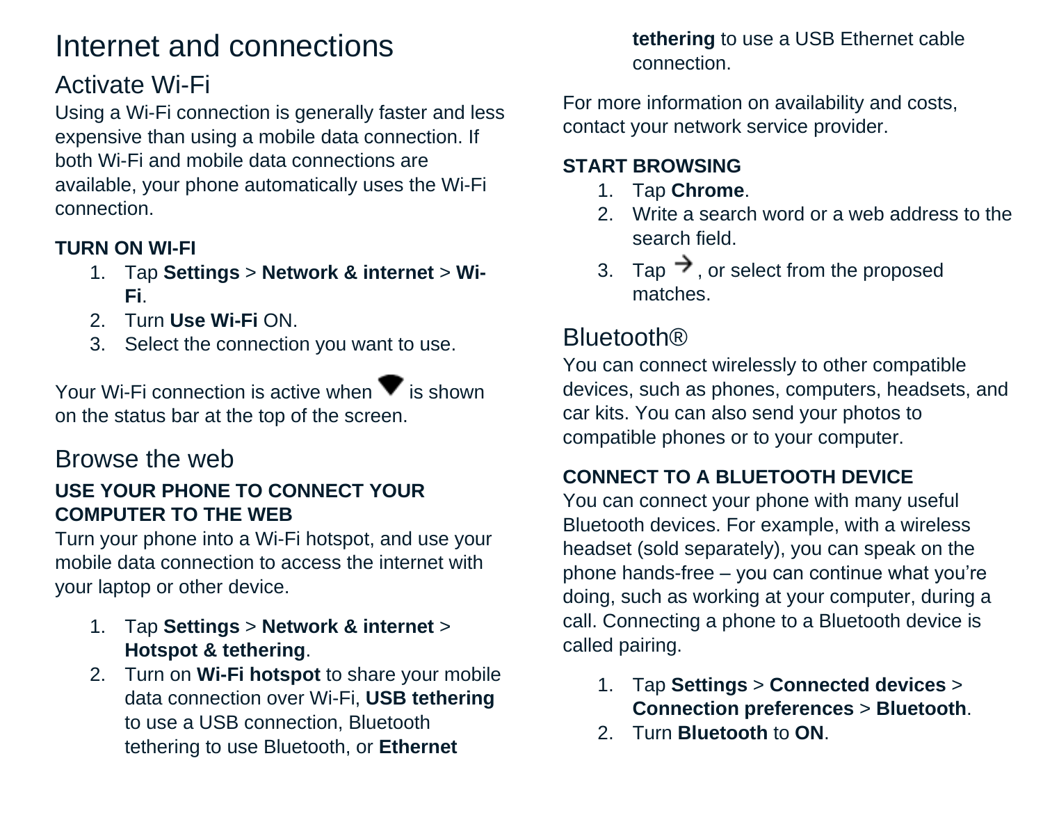# Internet and connections

## Activate Wi-Fi

Using a Wi-Fi connection is generally faster and less expensive than using a mobile data connection. If both Wi-Fi and mobile data connections are available, your phone automatically uses the Wi-Fi connection.

**TURN ON WI-FI**

1. Tap **Settings** > **Network & internet** > **Wi-Fi**.
2. Turn **Use Wi-Fi** ON.
3. Select the connection you want to use.

Your Wi-Fi connection is active when ▼ is shown on the status bar at the top of the screen.

## Browse the web

**USE YOUR PHONE TO CONNECT YOUR COMPUTER TO THE WEB**

Turn your phone into a Wi-Fi hotspot, and use your mobile data connection to access the internet with your laptop or other device.

1. Tap **Settings** > **Network & internet** > **Hotspot & tethering**.
2. Turn on **Wi-Fi hotspot** to share your mobile data connection over Wi-Fi, **USB tethering** to use a USB connection, Bluetooth tethering to use Bluetooth, or **Ethernet tethering** to use a USB Ethernet cable connection.

For more information on availability and costs, contact your network service provider.

**START BROWSING**

1. Tap **Chrome**.
2. Write a search word or a web address to the search field.
3. Tap →, or select from the proposed matches.

## Bluetooth®

You can connect wirelessly to other compatible devices, such as phones, computers, headsets, and car kits. You can also send your photos to compatible phones or to your computer.

**CONNECT TO A BLUETOOTH DEVICE**

You can connect your phone with many useful Bluetooth devices. For example, with a wireless headset (sold separately), you can speak on the phone hands-free – you can continue what you're doing, such as working at your computer, during a call. Connecting a phone to a Bluetooth device is called pairing.

1. Tap **Settings** > **Connected devices** > **Connection preferences** > **Bluetooth**.
2. Turn **Bluetooth** to **ON**.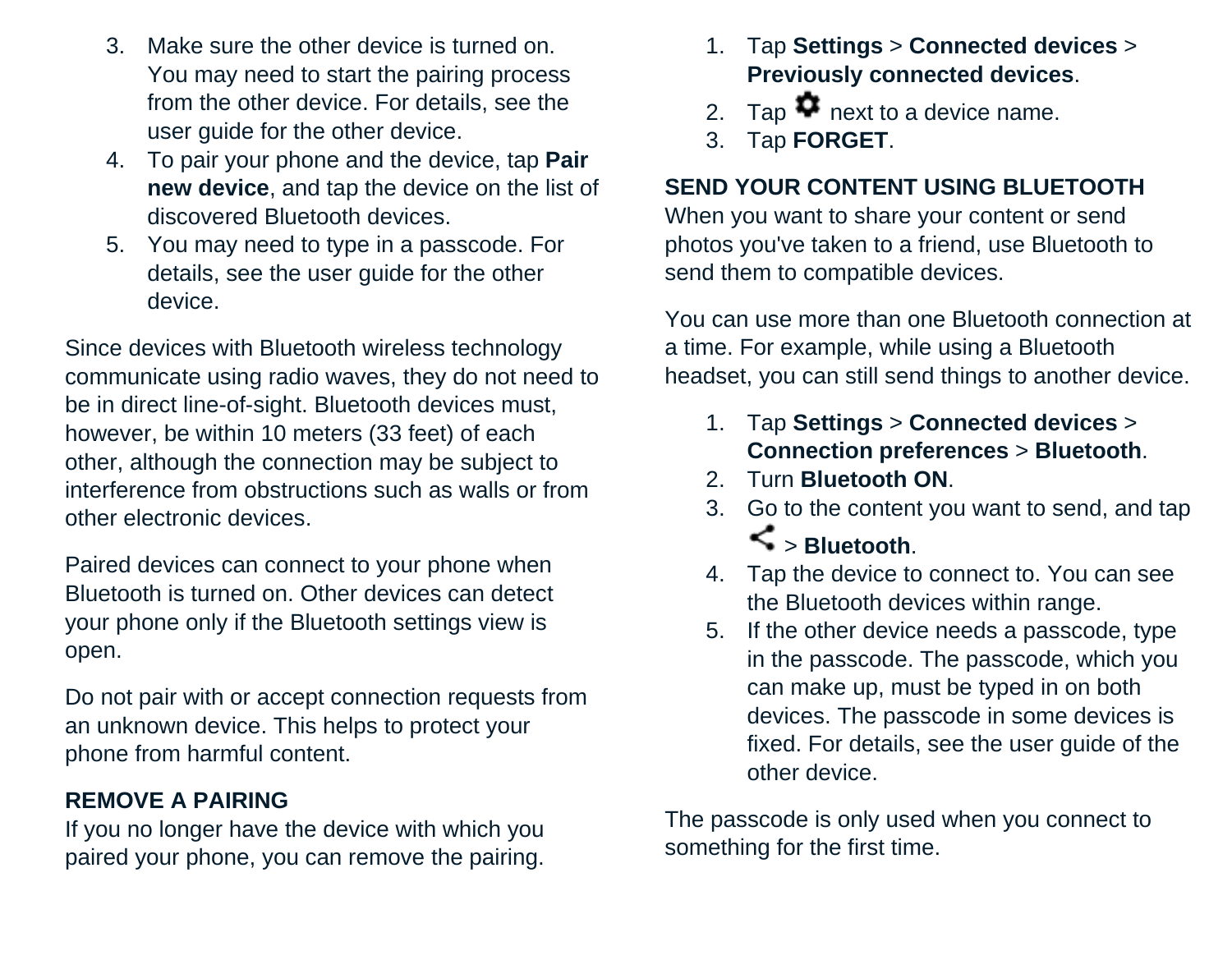3. Make sure the other device is turned on. You may need to start the pairing process from the other device. For details, see the user guide for the other device.
4. To pair your phone and the device, tap **Pair new device**, and tap the device on the list of discovered Bluetooth devices.
5. You may need to type in a passcode. For details, see the user guide for the other device.

Since devices with Bluetooth wireless technology communicate using radio waves, they do not need to be in direct line-of-sight. Bluetooth devices must, however, be within 10 meters (33 feet) of each other, although the connection may be subject to interference from obstructions such as walls or from other electronic devices.

Paired devices can connect to your phone when Bluetooth is turned on. Other devices can detect your phone only if the Bluetooth settings view is open.

Do not pair with or accept connection requests from an unknown device. This helps to protect your phone from harmful content.

**REMOVE A PAIRING**

If you no longer have the device with which you paired your phone, you can remove the pairing.

1. Tap **Settings** > **Connected devices** > **Previously connected devices**.
2. Tap ⚙ next to a device name.
3. Tap **FORGET**.

**SEND YOUR CONTENT USING BLUETOOTH**

When you want to share your content or send photos you've taken to a friend, use Bluetooth to send them to compatible devices.

You can use more than one Bluetooth connection at a time. For example, while using a Bluetooth headset, you can still send things to another device.

1. Tap **Settings** > **Connected devices** > **Connection preferences** > **Bluetooth**.
2. Turn **Bluetooth ON**.
3. Go to the content you want to send, and tap < > **Bluetooth**.
4. Tap the device to connect to. You can see the Bluetooth devices within range.
5. If the other device needs a passcode, type in the passcode. The passcode, which you can make up, must be typed in on both devices. The passcode in some devices is fixed. For details, see the user guide of the other device.

The passcode is only used when you connect to something for the first time.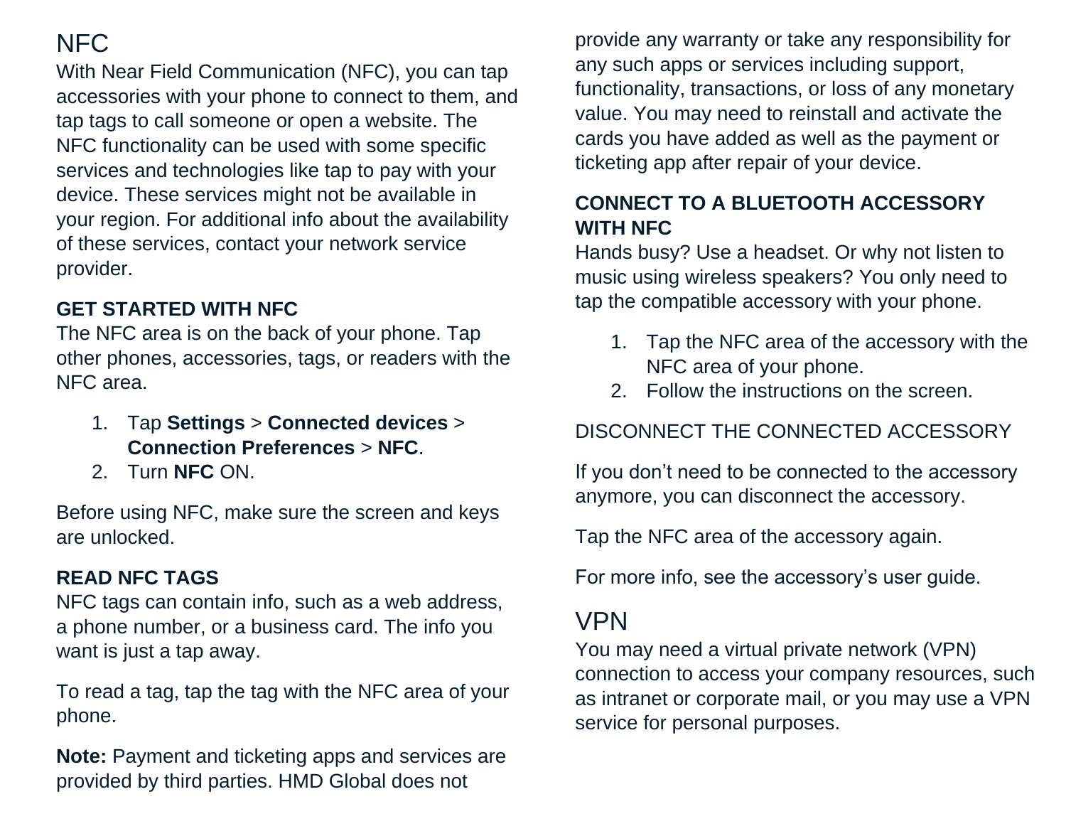# NFC

With Near Field Communication (NFC), you can tap accessories with your phone to connect to them, and tap tags to call someone or open a website. The NFC functionality can be used with some specific services and technologies like tap to pay with your device. These services might not be available in your region. For additional info about the availability of these services, contact your network service provider.

### GET STARTED WITH NFC

The NFC area is on the back of your phone. Tap other phones, accessories, tags, or readers with the NFC area.

1. Tap **Settings** > **Connected devices** > **Connection Preferences** > **NFC**.
2. Turn **NFC** ON.

Before using NFC, make sure the screen and keys are unlocked.

### READ NFC TAGS

NFC tags can contain info, such as a web address, a phone number, or a business card. The info you want is just a tap away.

To read a tag, tap the tag with the NFC area of your phone.

**Note:** Payment and ticketing apps and services are provided by third parties. HMD Global does not provide any warranty or take any responsibility for any such apps or services including support, functionality, transactions, or loss of any monetary value. You may need to reinstall and activate the cards you have added as well as the payment or ticketing app after repair of your device.

### CONNECT TO A BLUETOOTH ACCESSORY WITH NFC

Hands busy? Use a headset. Or why not listen to music using wireless speakers? You only need to tap the compatible accessory with your phone.

1. Tap the NFC area of the accessory with the NFC area of your phone.
2. Follow the instructions on the screen.

DISCONNECT THE CONNECTED ACCESSORY

If you don’t need to be connected to the accessory anymore, you can disconnect the accessory.

Tap the NFC area of the accessory again.

For more info, see the accessory’s user guide.

# VPN

You may need a virtual private network (VPN) connection to access your company resources, such as intranet or corporate mail, or you may use a VPN service for personal purposes.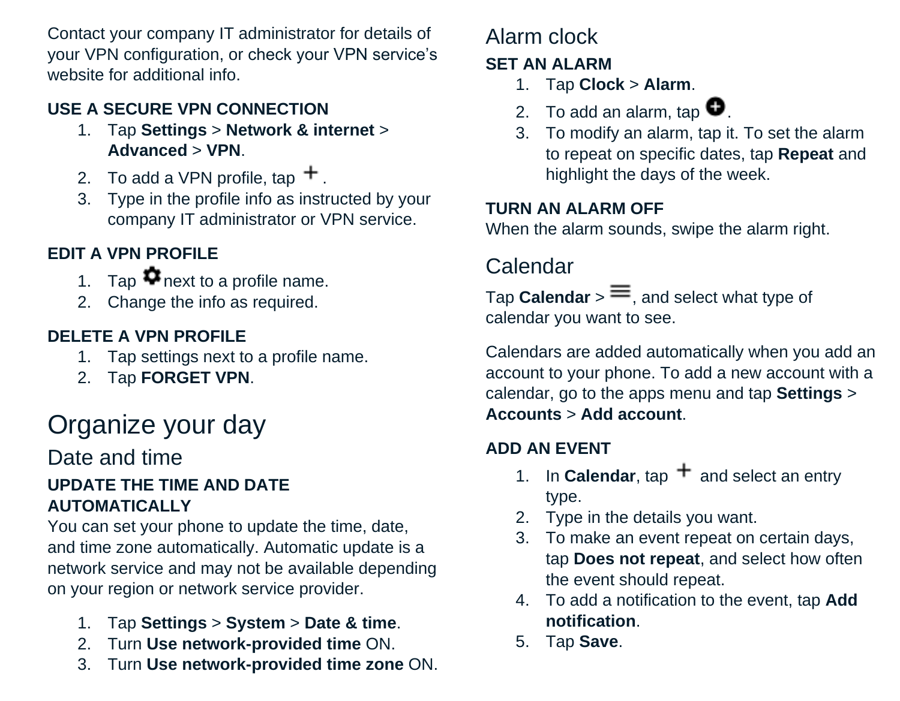Contact your company IT administrator for details of your VPN configuration, or check your VPN service's website for additional info.

#### USE A SECURE VPN CONNECTION

1. Tap **Settings** > **Network & internet** > **Advanced** > **VPN**.
2. To add a VPN profile, tap +.
3. Type in the profile info as instructed by your company IT administrator or VPN service.

#### EDIT A VPN PROFILE

1. Tap ⚙ next to a profile name.
2. Change the info as required.

#### DELETE A VPN PROFILE

1. Tap settings next to a profile name.
2. Tap **FORGET VPN**.

# Organize your day

## Date and time

#### UPDATE THE TIME AND DATE AUTOMATICALLY

You can set your phone to update the time, date, and time zone automatically. Automatic update is a network service and may not be available depending on your region or network service provider.

1. Tap **Settings** > **System** > **Date & time**.
2. Turn **Use network-provided time** ON.
3. Turn **Use network-provided time zone** ON.

## Alarm clock

#### SET AN ALARM

1. Tap **Clock** > **Alarm**.
2. To add an alarm, tap ⊕.
3. To modify an alarm, tap it. To set the alarm to repeat on specific dates, tap **Repeat** and highlight the days of the week.

#### TURN AN ALARM OFF

When the alarm sounds, swipe the alarm right.

## Calendar

Tap **Calendar** > ☰, and select what type of calendar you want to see.

Calendars are added automatically when you add an account to your phone. To add a new account with a calendar, go to the apps menu and tap **Settings** > **Accounts** > **Add account**.

#### ADD AN EVENT

1. In **Calendar**, tap + and select an entry type.
2. Type in the details you want.
3. To make an event repeat on certain days, tap **Does not repeat**, and select how often the event should repeat.
4. To add a notification to the event, tap **Add notification**.
5. Tap **Save**.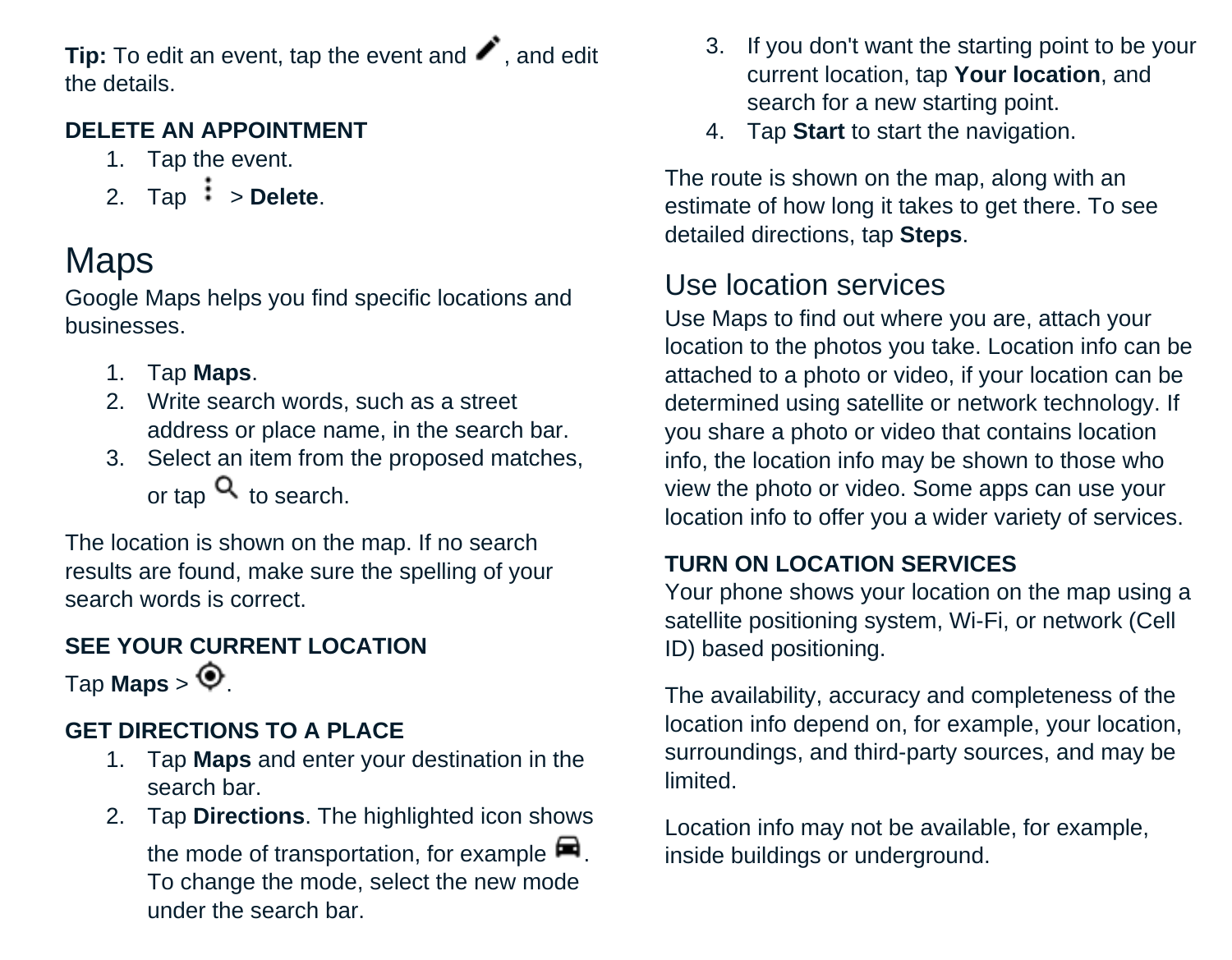**Tip:** To edit an event, tap the event and , and edit the details.

### DELETE AN APPOINTMENT

1. Tap the event.
2. Tap  > **Delete**.

# Maps

Google Maps helps you find specific locations and businesses.

1. Tap **Maps**.
2. Write search words, such as a street address or place name, in the search bar.
3. Select an item from the proposed matches, or tap  to search.

The location is shown on the map. If no search results are found, make sure the spelling of your search words is correct.

### SEE YOUR CURRENT LOCATION

Tap **Maps** > .

### GET DIRECTIONS TO A PLACE

1. Tap **Maps** and enter your destination in the search bar.
2. Tap **Directions**. The highlighted icon shows the mode of transportation, for example . To change the mode, select the new mode under the search bar.
3. If you don't want the starting point to be your current location, tap **Your location**, and search for a new starting point.
4. Tap **Start** to start the navigation.

The route is shown on the map, along with an estimate of how long it takes to get there. To see detailed directions, tap **Steps**.

## Use location services

Use Maps to find out where you are, attach your location to the photos you take. Location info can be attached to a photo or video, if your location can be determined using satellite or network technology. If you share a photo or video that contains location info, the location info may be shown to those who view the photo or video. Some apps can use your location info to offer you a wider variety of services.

### TURN ON LOCATION SERVICES

Your phone shows your location on the map using a satellite positioning system, Wi-Fi, or network (Cell ID) based positioning.

The availability, accuracy and completeness of the location info depend on, for example, your location, surroundings, and third-party sources, and may be limited.

Location info may not be available, for example, inside buildings or underground.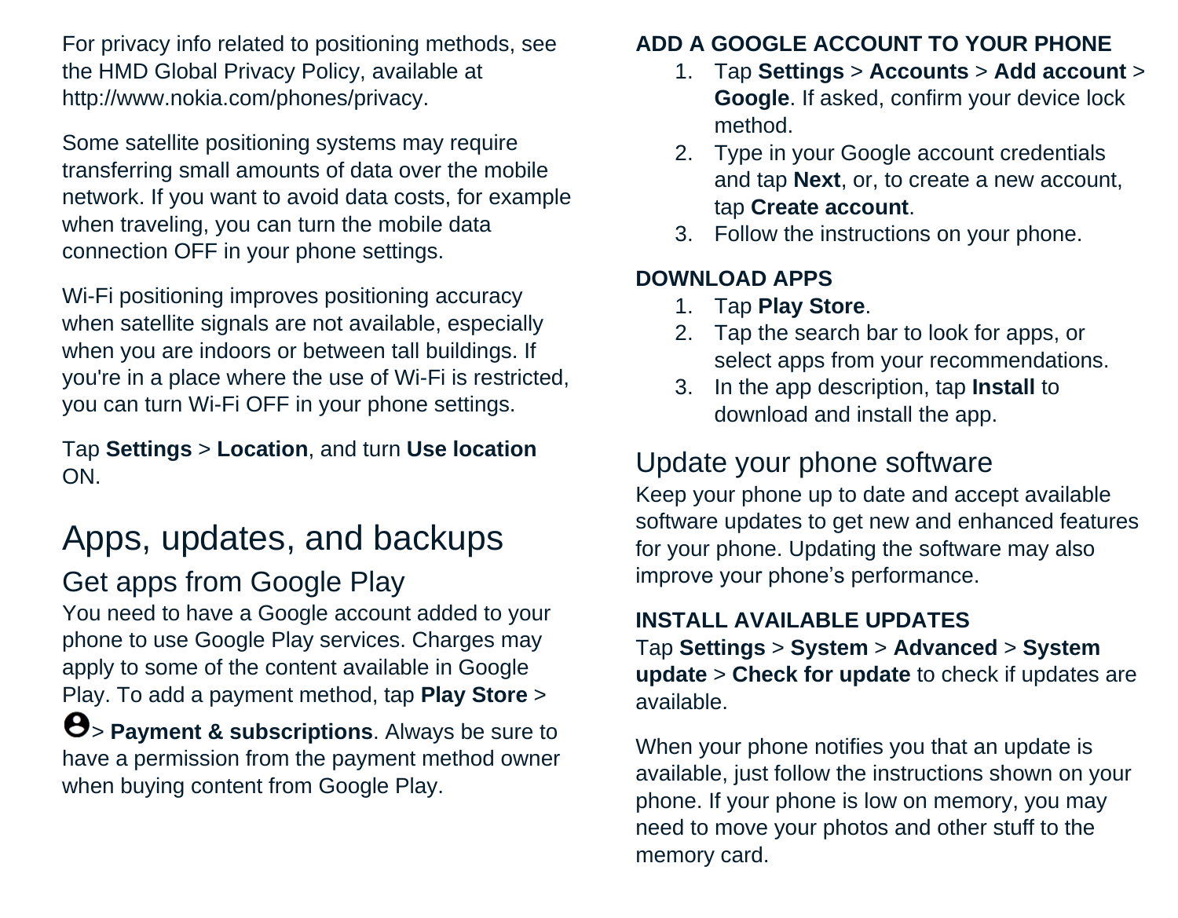For privacy info related to positioning methods, see the HMD Global Privacy Policy, available at http://www.nokia.com/phones/privacy.

Some satellite positioning systems may require transferring small amounts of data over the mobile network. If you want to avoid data costs, for example when traveling, you can turn the mobile data connection OFF in your phone settings.

Wi-Fi positioning improves positioning accuracy when satellite signals are not available, especially when you are indoors or between tall buildings. If you're in a place where the use of Wi-Fi is restricted, you can turn Wi-Fi OFF in your phone settings.

Tap **Settings** > **Location**, and turn **Use location** ON.

# Apps, updates, and backups

## Get apps from Google Play

You need to have a Google account added to your phone to use Google Play services. Charges may apply to some of the content available in Google Play. To add a payment method, tap **Play Store** > > **Payment & subscriptions**. Always be sure to have a permission from the payment method owner when buying content from Google Play.

**ADD A GOOGLE ACCOUNT TO YOUR PHONE**

1. Tap **Settings** > **Accounts** > **Add account** > **Google**. If asked, confirm your device lock method.
2. Type in your Google account credentials and tap **Next**, or, to create a new account, tap **Create account**.
3. Follow the instructions on your phone.

**DOWNLOAD APPS**

1. Tap **Play Store**.
2. Tap the search bar to look for apps, or select apps from your recommendations.
3. In the app description, tap **Install** to download and install the app.

## Update your phone software

Keep your phone up to date and accept available software updates to get new and enhanced features for your phone. Updating the software may also improve your phone's performance.

**INSTALL AVAILABLE UPDATES**

Tap **Settings** > **System** > **Advanced** > **System update** > **Check for update** to check if updates are available.

When your phone notifies you that an update is available, just follow the instructions shown on your phone. If your phone is low on memory, you may need to move your photos and other stuff to the memory card.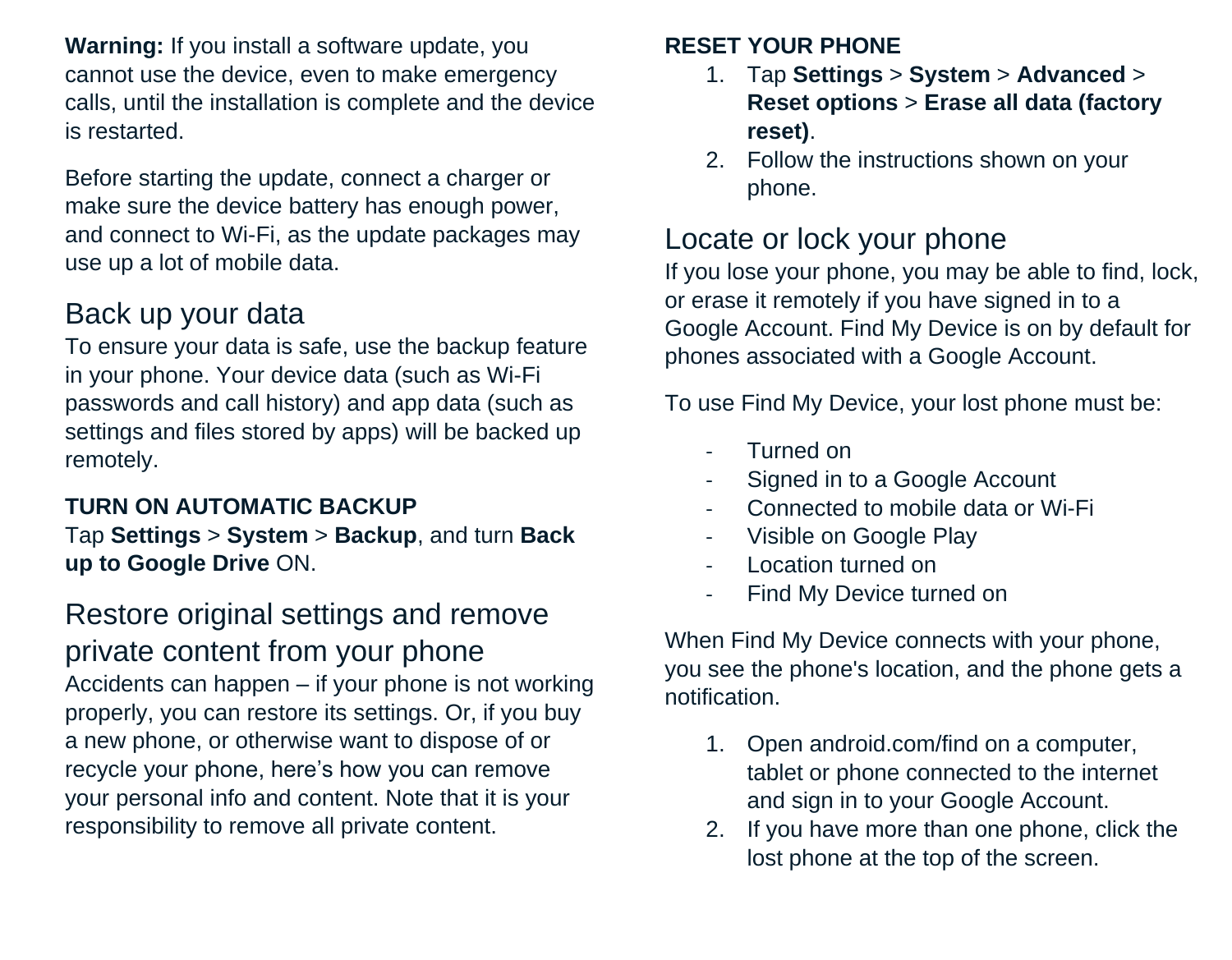**Warning:** If you install a software update, you cannot use the device, even to make emergency calls, until the installation is complete and the device is restarted.

Before starting the update, connect a charger or make sure the device battery has enough power, and connect to Wi-Fi, as the update packages may use up a lot of mobile data.

## Back up your data

To ensure your data is safe, use the backup feature in your phone. Your device data (such as Wi-Fi passwords and call history) and app data (such as settings and files stored by apps) will be backed up remotely.

### TURN ON AUTOMATIC BACKUP

Tap **Settings** > **System** > **Backup**, and turn **Back up to Google Drive** ON.

## Restore original settings and remove private content from your phone

Accidents can happen – if your phone is not working properly, you can restore its settings. Or, if you buy a new phone, or otherwise want to dispose of or recycle your phone, here's how you can remove your personal info and content. Note that it is your responsibility to remove all private content.

### RESET YOUR PHONE

1. Tap **Settings** > **System** > **Advanced** > **Reset options** > **Erase all data (factory reset)**.
2. Follow the instructions shown on your phone.

## Locate or lock your phone

If you lose your phone, you may be able to find, lock, or erase it remotely if you have signed in to a Google Account. Find My Device is on by default for phones associated with a Google Account.

To use Find My Device, your lost phone must be:

- Turned on
- Signed in to a Google Account
- Connected to mobile data or Wi-Fi
- Visible on Google Play
- Location turned on
- Find My Device turned on

When Find My Device connects with your phone, you see the phone's location, and the phone gets a notification.

1. Open android.com/find on a computer, tablet or phone connected to the internet and sign in to your Google Account.
2. If you have more than one phone, click the lost phone at the top of the screen.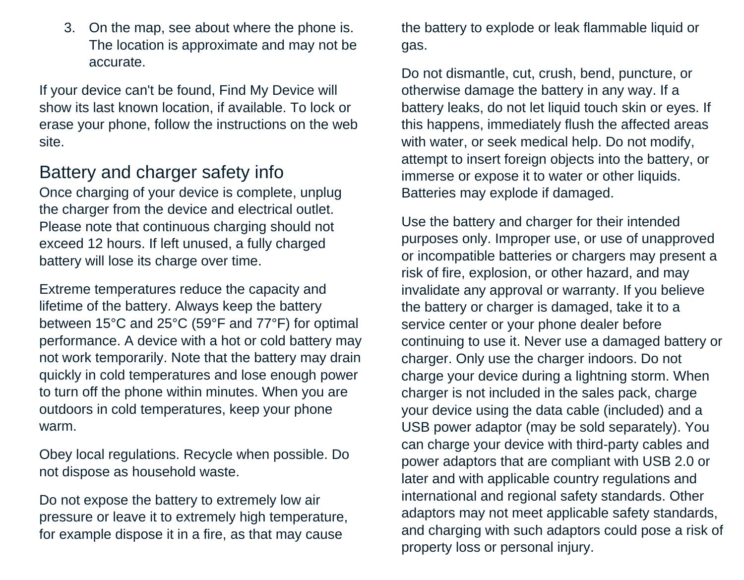3. On the map, see about where the phone is. The location is approximate and may not be accurate.

If your device can't be found, Find My Device will show its last known location, if available. To lock or erase your phone, follow the instructions on the web site.

## Battery and charger safety info

Once charging of your device is complete, unplug the charger from the device and electrical outlet. Please note that continuous charging should not exceed 12 hours. If left unused, a fully charged battery will lose its charge over time.

Extreme temperatures reduce the capacity and lifetime of the battery. Always keep the battery between 15°C and 25°C (59°F and 77°F) for optimal performance. A device with a hot or cold battery may not work temporarily. Note that the battery may drain quickly in cold temperatures and lose enough power to turn off the phone within minutes. When you are outdoors in cold temperatures, keep your phone warm.

Obey local regulations. Recycle when possible. Do not dispose as household waste.

Do not expose the battery to extremely low air pressure or leave it to extremely high temperature, for example dispose it in a fire, as that may cause the battery to explode or leak flammable liquid or gas.

Do not dismantle, cut, crush, bend, puncture, or otherwise damage the battery in any way. If a battery leaks, do not let liquid touch skin or eyes. If this happens, immediately flush the affected areas with water, or seek medical help. Do not modify, attempt to insert foreign objects into the battery, or immerse or expose it to water or other liquids. Batteries may explode if damaged.

Use the battery and charger for their intended purposes only. Improper use, or use of unapproved or incompatible batteries or chargers may present a risk of fire, explosion, or other hazard, and may invalidate any approval or warranty. If you believe the battery or charger is damaged, take it to a service center or your phone dealer before continuing to use it. Never use a damaged battery or charger. Only use the charger indoors. Do not charge your device during a lightning storm. When charger is not included in the sales pack, charge your device using the data cable (included) and a USB power adaptor (may be sold separately). You can charge your device with third-party cables and power adaptors that are compliant with USB 2.0 or later and with applicable country regulations and international and regional safety standards. Other adaptors may not meet applicable safety standards, and charging with such adaptors could pose a risk of property loss or personal injury.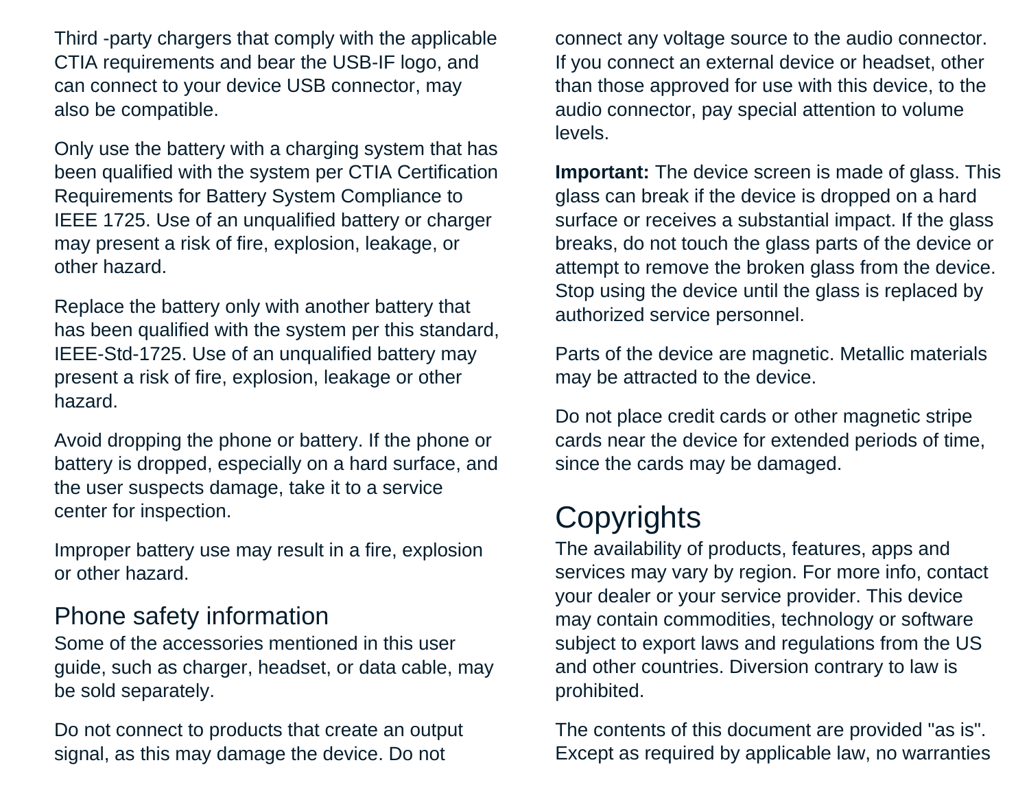Third -party chargers that comply with the applicable CTIA requirements and bear the USB-IF logo, and can connect to your device USB connector, may also be compatible.

Only use the battery with a charging system that has been qualified with the system per CTIA Certification Requirements for Battery System Compliance to IEEE 1725. Use of an unqualified battery or charger may present a risk of fire, explosion, leakage, or other hazard.

Replace the battery only with another battery that has been qualified with the system per this standard, IEEE-Std-1725. Use of an unqualified battery may present a risk of fire, explosion, leakage or other hazard.

Avoid dropping the phone or battery. If the phone or battery is dropped, especially on a hard surface, and the user suspects damage, take it to a service center for inspection.

Improper battery use may result in a fire, explosion or other hazard.

## Phone safety information

Some of the accessories mentioned in this user guide, such as charger, headset, or data cable, may be sold separately.

Do not connect to products that create an output signal, as this may damage the device. Do not connect any voltage source to the audio connector. If you connect an external device or headset, other than those approved for use with this device, to the audio connector, pay special attention to volume levels.

**Important:** The device screen is made of glass. This glass can break if the device is dropped on a hard surface or receives a substantial impact. If the glass breaks, do not touch the glass parts of the device or attempt to remove the broken glass from the device. Stop using the device until the glass is replaced by authorized service personnel.

Parts of the device are magnetic. Metallic materials may be attracted to the device.

Do not place credit cards or other magnetic stripe cards near the device for extended periods of time, since the cards may be damaged.

# Copyrights

The availability of products, features, apps and services may vary by region. For more info, contact your dealer or your service provider. This device may contain commodities, technology or software subject to export laws and regulations from the US and other countries. Diversion contrary to law is prohibited.

The contents of this document are provided "as is". Except as required by applicable law, no warranties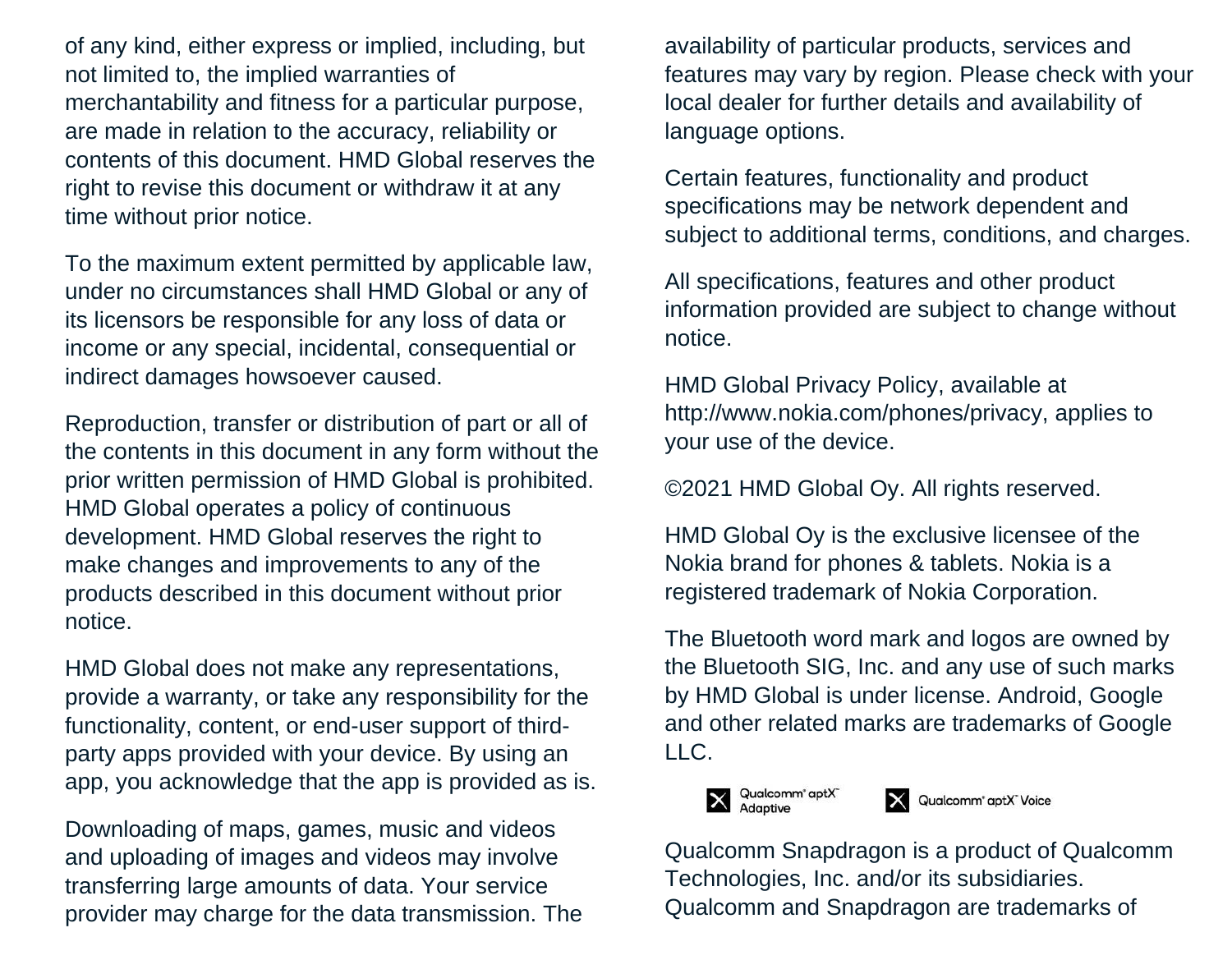of any kind, either express or implied, including, but not limited to, the implied warranties of merchantability and fitness for a particular purpose, are made in relation to the accuracy, reliability or contents of this document. HMD Global reserves the right to revise this document or withdraw it at any time without prior notice.

To the maximum extent permitted by applicable law, under no circumstances shall HMD Global or any of its licensors be responsible for any loss of data or income or any special, incidental, consequential or indirect damages howsoever caused.

Reproduction, transfer or distribution of part or all of the contents in this document in any form without the prior written permission of HMD Global is prohibited. HMD Global operates a policy of continuous development. HMD Global reserves the right to make changes and improvements to any of the products described in this document without prior notice.

HMD Global does not make any representations, provide a warranty, or take any responsibility for the functionality, content, or end-user support of third-party apps provided with your device. By using an app, you acknowledge that the app is provided as is.

Downloading of maps, games, music and videos and uploading of images and videos may involve transferring large amounts of data. Your service provider may charge for the data transmission. The availability of particular products, services and features may vary by region. Please check with your local dealer for further details and availability of language options.

Certain features, functionality and product specifications may be network dependent and subject to additional terms, conditions, and charges.

All specifications, features and other product information provided are subject to change without notice.

HMD Global Privacy Policy, available at http://www.nokia.com/phones/privacy, applies to your use of the device.

©2021 HMD Global Oy. All rights reserved.

HMD Global Oy is the exclusive licensee of the Nokia brand for phones & tablets. Nokia is a registered trademark of Nokia Corporation.

The Bluetooth word mark and logos are owned by the Bluetooth SIG, Inc. and any use of such marks by HMD Global is under license. Android, Google and other related marks are trademarks of Google LLC.

Qualcomm® aptX™ Adaptive    Qualcomm® aptX™ Voice

Qualcomm Snapdragon is a product of Qualcomm Technologies, Inc. and/or its subsidiaries. Qualcomm and Snapdragon are trademarks of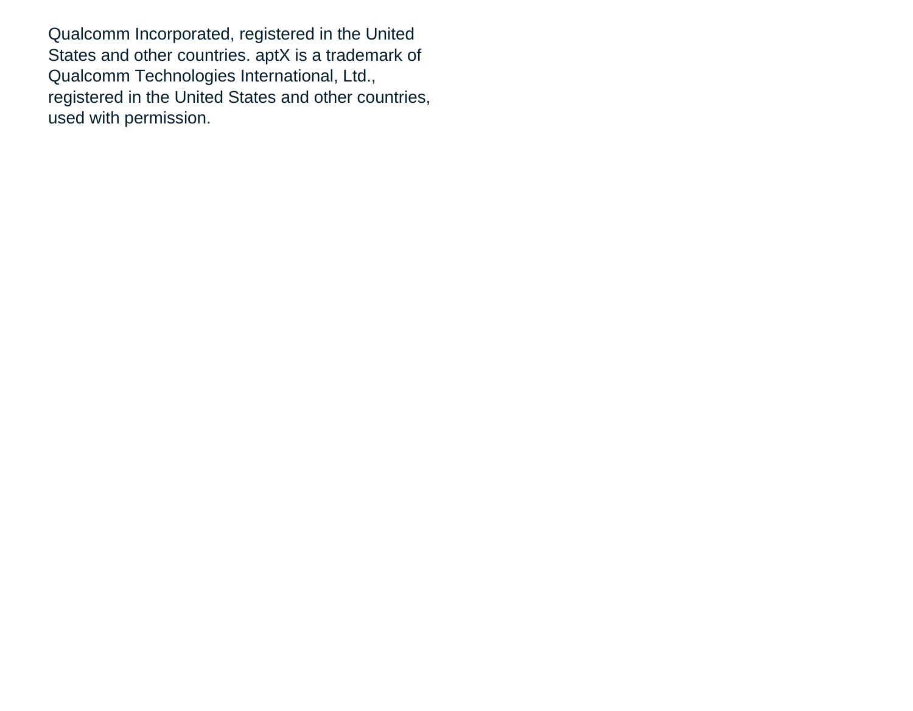Qualcomm Incorporated, registered in the United States and other countries. aptX is a trademark of Qualcomm Technologies International, Ltd., registered in the United States and other countries, used with permission.